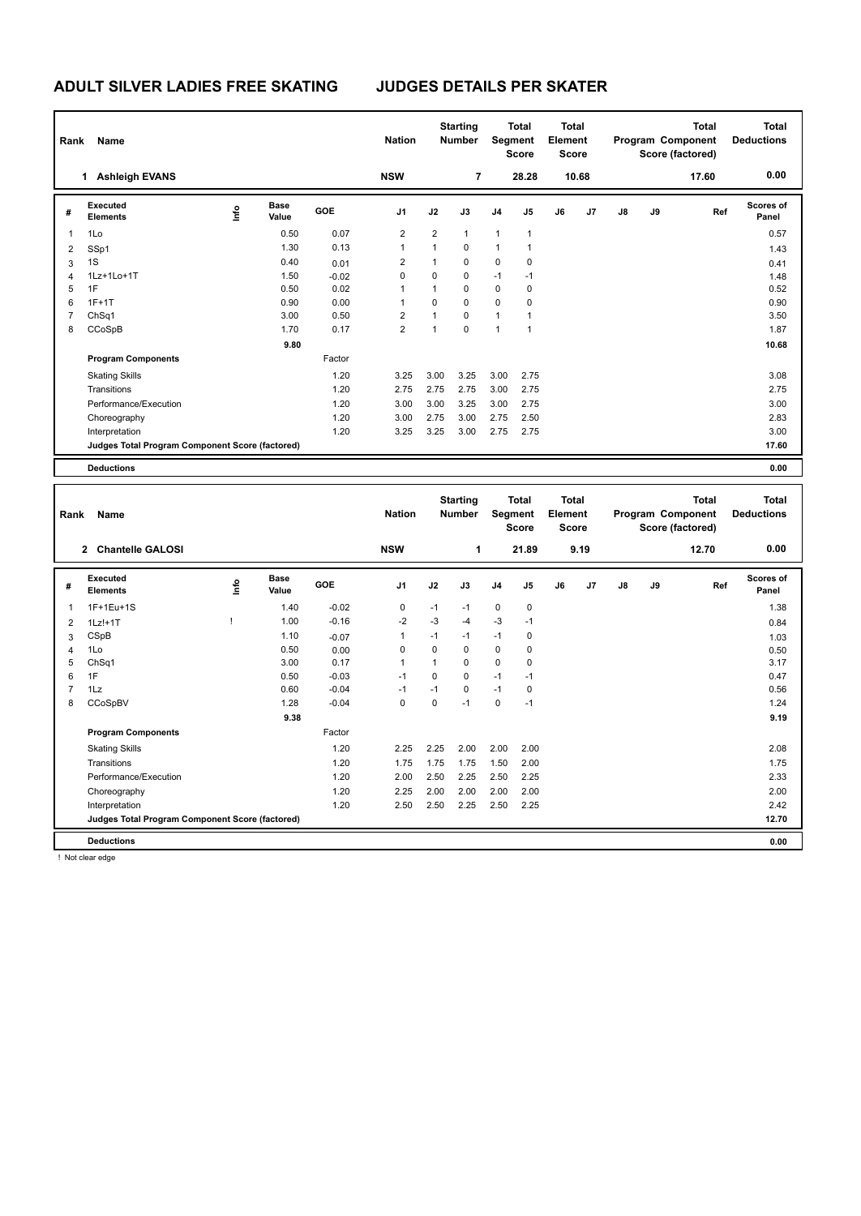# ADULT SILVER LADIES FREE SKATING JUDGES DETAILS PER SKATER

| Rank | Name | Nation | Starting Number | Total Segment Score | Total Element Score | Total Program Component Score (factored) | Total Deductions |
|---|---|---|---|---|---|---|---|
| 1 | Ashleigh EVANS | NSW | 7 | 28.28 | 10.68 | 17.60 | 0.00 |

| # | Executed Elements | Info | Base Value | GOE | J1 | J2 | J3 | J4 | J5 | J6 | J7 | J8 | J9 | Ref | Scores of Panel |
|---|---|---|---|---|---|---|---|---|---|---|---|---|---|---|---|
| 1 | 1Lo | | 0.50 | 0.07 | 2 | 2 | 1 | 1 | 1 | | | | | | 0.57 |
| 2 | SSp1 | | 1.30 | 0.13 | 1 | 1 | 0 | 1 | 1 | | | | | | 1.43 |
| 3 | 1S | | 0.40 | 0.01 | 2 | 1 | 0 | 0 | 0 | | | | | | 0.41 |
| 4 | 1Lz+1Lo+1T | | 1.50 | -0.02 | 0 | 0 | 0 | -1 | -1 | | | | | | 1.48 |
| 5 | 1F | | 0.50 | 0.02 | 1 | 1 | 0 | 0 | 0 | | | | | | 0.52 |
| 6 | 1F+1T | | 0.90 | 0.00 | 1 | 0 | 0 | 0 | 0 | | | | | | 0.90 |
| 7 | ChSq1 | | 3.00 | 0.50 | 2 | 1 | 0 | 1 | 1 | | | | | | 3.50 |
| 8 | CCoSpB | | 1.70 | 0.17 | 2 | 1 | 0 | 1 | 1 | | | | | | 1.87 |
| | | | 9.80 | | | | | | | | | | | | 10.68 |
| | **Program Components** | | | Factor | | | | | | | | | | | |
| | Skating Skills | | | 1.20 | 3.25 | 3.00 | 3.25 | 3.00 | 2.75 | | | | | | 3.08 |
| | Transitions | | | 1.20 | 2.75 | 2.75 | 2.75 | 3.00 | 2.75 | | | | | | 2.75 |
| | Performance/Execution | | | 1.20 | 3.00 | 3.00 | 3.25 | 3.00 | 2.75 | | | | | | 3.00 |
| | Choreography | | | 1.20 | 3.00 | 2.75 | 3.00 | 2.75 | 2.50 | | | | | | 2.83 |
| | Interpretation | | | 1.20 | 3.25 | 3.25 | 3.00 | 2.75 | 2.75 | | | | | | 3.00 |
| | **Judges Total Program Component Score (factored)** | | | | | | | | | | | | | | 17.60 |
| | **Deductions** | | | | | | | | | | | | | | 0.00 |

| Rank | Name | Nation | Starting Number | Total Segment Score | Total Element Score | Total Program Component Score (factored) | Total Deductions |
|---|---|---|---|---|---|---|---|
| 2 | Chantelle GALOSI | NSW | 1 | 21.89 | 9.19 | 12.70 | 0.00 |

| # | Executed Elements | Info | Base Value | GOE | J1 | J2 | J3 | J4 | J5 | J6 | J7 | J8 | J9 | Ref | Scores of Panel |
|---|---|---|---|---|---|---|---|---|---|---|---|---|---|---|---|
| 1 | 1F+1Eu+1S | | 1.40 | -0.02 | 0 | -1 | -1 | 0 | 0 | | | | | | 1.38 |
| 2 | 1Lz!+1T | ! | 1.00 | -0.16 | -2 | -3 | -4 | -3 | -1 | | | | | | 0.84 |
| 3 | CSpB | | 1.10 | -0.07 | 1 | -1 | -1 | -1 | 0 | | | | | | 1.03 |
| 4 | 1Lo | | 0.50 | 0.00 | 0 | 0 | 0 | 0 | 0 | | | | | | 0.50 |
| 5 | ChSq1 | | 3.00 | 0.17 | 1 | 1 | 0 | 0 | 0 | | | | | | 3.17 |
| 6 | 1F | | 0.50 | -0.03 | -1 | 0 | 0 | -1 | -1 | | | | | | 0.47 |
| 7 | 1Lz | | 0.60 | -0.04 | -1 | -1 | 0 | -1 | 0 | | | | | | 0.56 |
| 8 | CCoSpBV | | 1.28 | -0.04 | 0 | 0 | -1 | 0 | -1 | | | | | | 1.24 |
| | | | 9.38 | | | | | | | | | | | | 9.19 |
| | **Program Components** | | | Factor | | | | | | | | | | | |
| | Skating Skills | | | 1.20 | 2.25 | 2.25 | 2.00 | 2.00 | 2.00 | | | | | | 2.08 |
| | Transitions | | | 1.20 | 1.75 | 1.75 | 1.75 | 1.50 | 2.00 | | | | | | 1.75 |
| | Performance/Execution | | | 1.20 | 2.00 | 2.50 | 2.25 | 2.50 | 2.25 | | | | | | 2.33 |
| | Choreography | | | 1.20 | 2.25 | 2.00 | 2.00 | 2.00 | 2.00 | | | | | | 2.00 |
| | Interpretation | | | 1.20 | 2.50 | 2.50 | 2.25 | 2.50 | 2.25 | | | | | | 2.42 |
| | **Judges Total Program Component Score (factored)** | | | | | | | | | | | | | | 12.70 |
| | **Deductions** | | | | | | | | | | | | | | 0.00 |

! Not clear edge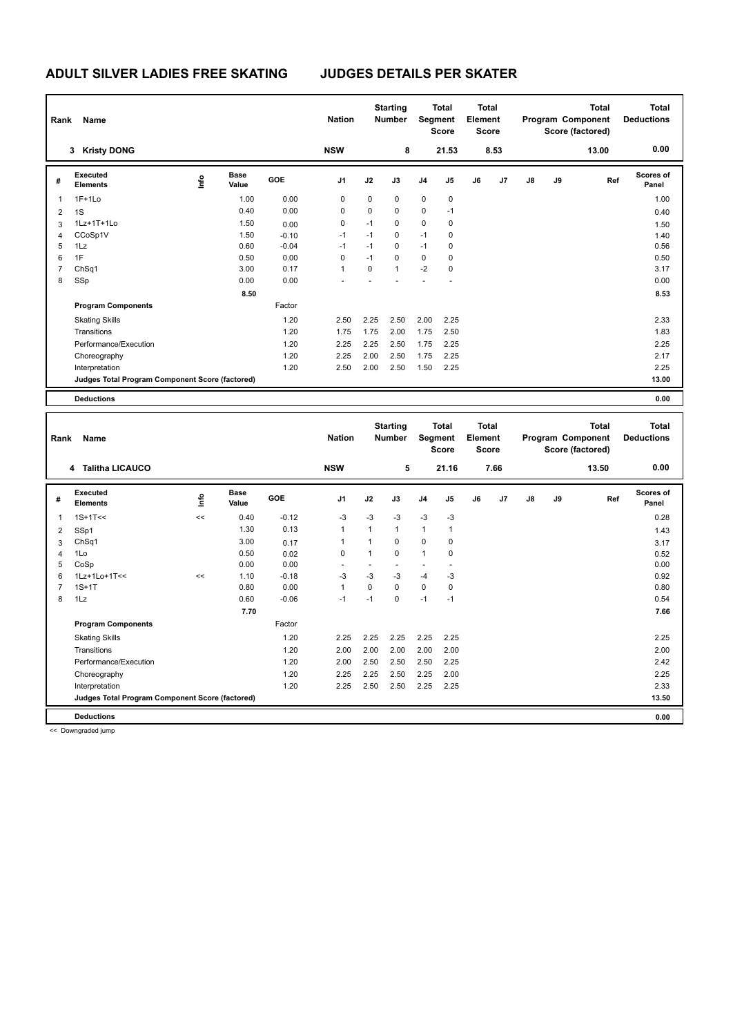# ADULT SILVER LADIES FREE SKATING JUDGES DETAILS PER SKATER

| Rank | Name | Nation | Starting Number | Total Segment Score | Total Element Score | Total Program Component Score (factored) | Total Deductions |
|---|---|---|---|---|---|---|---|
| 3 | Kristy DONG | NSW | 8 | 21.53 | 8.53 | 13.00 | 0.00 |

| # | Executed Elements | Info | Base Value | GOE | J1 | J2 | J3 | J4 | J5 | J6 | J7 | J8 | J9 | Ref | Scores of Panel |
|---|---|---|---|---|---|---|---|---|---|---|---|---|---|---|---|
| 1 | 1F+1Lo | | 1.00 | 0.00 | 0 | 0 | 0 | 0 | 0 | | | | | | 1.00 |
| 2 | 1S | | 0.40 | 0.00 | 0 | 0 | 0 | 0 | -1 | | | | | | 0.40 |
| 3 | 1Lz+1T+1Lo | | 1.50 | 0.00 | 0 | -1 | 0 | 0 | 0 | | | | | | 1.50 |
| 4 | CCoSp1V | | 1.50 | -0.10 | -1 | -1 | 0 | -1 | 0 | | | | | | 1.40 |
| 5 | 1Lz | | 0.60 | -0.04 | -1 | -1 | 0 | -1 | 0 | | | | | | 0.56 |
| 6 | 1F | | 0.50 | 0.00 | 0 | -1 | 0 | 0 | 0 | | | | | | 0.50 |
| 7 | ChSq1 | | 3.00 | 0.17 | 1 | 0 | 1 | -2 | 0 | | | | | | 3.17 |
| 8 | SSp | | 0.00 | 0.00 | - | - | - | - | - | | | | | | 0.00 |
| | | | 8.50 | | | | | | | | | | | | 8.53 |
| | **Program Components** | | | Factor | | | | | | | | | | | |
| | Skating Skills | | | 1.20 | 2.50 | 2.25 | 2.50 | 2.00 | 2.25 | | | | | | 2.33 |
| | Transitions | | | 1.20 | 1.75 | 1.75 | 2.00 | 1.75 | 2.50 | | | | | | 1.83 |
| | Performance/Execution | | | 1.20 | 2.25 | 2.25 | 2.50 | 1.75 | 2.25 | | | | | | 2.25 |
| | Choreography | | | 1.20 | 2.25 | 2.00 | 2.50 | 1.75 | 2.25 | | | | | | 2.17 |
| | Interpretation | | | 1.20 | 2.50 | 2.00 | 2.50 | 1.50 | 2.25 | | | | | | 2.25 |
| | **Judges Total Program Component Score (factored)** | | | | | | | | | | | | | | 13.00 |
| | **Deductions** | | | | | | | | | | | | | | 0.00 |

| Rank | Name | Nation | Starting Number | Total Segment Score | Total Element Score | Total Program Component Score (factored) | Total Deductions |
|---|---|---|---|---|---|---|---|
| 4 | Talitha LICAUCO | NSW | 5 | 21.16 | 7.66 | 13.50 | 0.00 |

| # | Executed Elements | Info | Base Value | GOE | J1 | J2 | J3 | J4 | J5 | J6 | J7 | J8 | J9 | Ref | Scores of Panel |
|---|---|---|---|---|---|---|---|---|---|---|---|---|---|---|---|
| 1 | 1S+1T<< | << | 0.40 | -0.12 | -3 | -3 | -3 | -3 | -3 | | | | | | 0.28 |
| 2 | SSp1 | | 1.30 | 0.13 | 1 | 1 | 1 | 1 | 1 | | | | | | 1.43 |
| 3 | ChSq1 | | 3.00 | 0.17 | 1 | 1 | 0 | 0 | 0 | | | | | | 3.17 |
| 4 | 1Lo | | 0.50 | 0.02 | 0 | 1 | 0 | 1 | 0 | | | | | | 0.52 |
| 5 | CoSp | | 0.00 | 0.00 | - | - | - | - | - | | | | | | 0.00 |
| 6 | 1Lz+1Lo+1T<< | << | 1.10 | -0.18 | -3 | -3 | -3 | -4 | -3 | | | | | | 0.92 |
| 7 | 1S+1T | | 0.80 | 0.00 | 1 | 0 | 0 | 0 | 0 | | | | | | 0.80 |
| 8 | 1Lz | | 0.60 | -0.06 | -1 | -1 | 0 | -1 | -1 | | | | | | 0.54 |
| | | | 7.70 | | | | | | | | | | | | 7.66 |
| | **Program Components** | | | Factor | | | | | | | | | | | |
| | Skating Skills | | | 1.20 | 2.25 | 2.25 | 2.25 | 2.25 | 2.25 | | | | | | 2.25 |
| | Transitions | | | 1.20 | 2.00 | 2.00 | 2.00 | 2.00 | 2.00 | | | | | | 2.00 |
| | Performance/Execution | | | 1.20 | 2.00 | 2.50 | 2.50 | 2.50 | 2.25 | | | | | | 2.42 |
| | Choreography | | | 1.20 | 2.25 | 2.25 | 2.50 | 2.25 | 2.00 | | | | | | 2.25 |
| | Interpretation | | | 1.20 | 2.25 | 2.50 | 2.50 | 2.25 | 2.25 | | | | | | 2.33 |
| | **Judges Total Program Component Score (factored)** | | | | | | | | | | | | | | 13.50 |
| | **Deductions** | | | | | | | | | | | | | | 0.00 |

<< Downgraded jump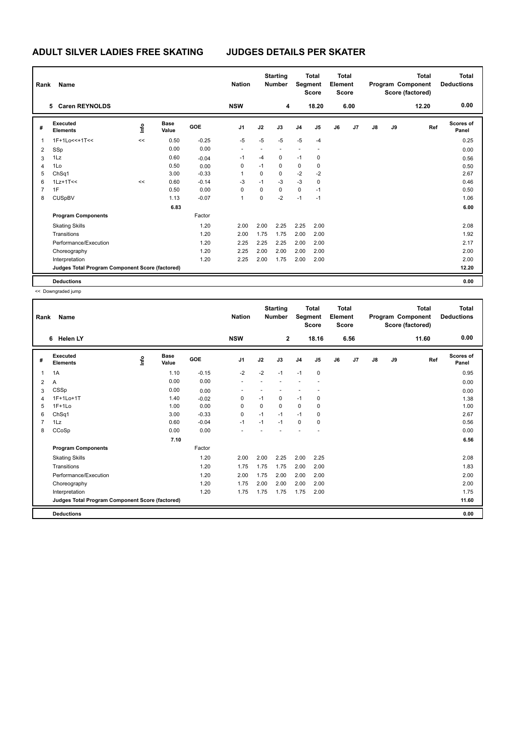# ADULT SILVER LADIES FREE SKATING — JUDGES DETAILS PER SKATER

| Rank | Name | Nation | Starting Number | Total Segment Score | Total Element Score | Total Program Component Score (factored) | Total Deductions |
|---|---|---|---|---|---|---|---|
| 5 | Caren REYNOLDS | NSW | 4 | 18.20 | 6.00 | 12.20 | 0.00 |

| # | Executed Elements | Info | Base Value | GOE | J1 | J2 | J3 | J4 | J5 | J6 | J7 | J8 | J9 | Ref | Scores of Panel |
|---|---|---|---|---|---|---|---|---|---|---|---|---|---|---|---|
| 1 | 1F+1Lo<<+1T<< | << | 0.50 | -0.25 | -5 | -5 | -5 | -5 | -4 | | | | | | 0.25 |
| 2 | SSp | | 0.00 | 0.00 | - | - | - | - | - | | | | | | 0.00 |
| 3 | 1Lz | | 0.60 | -0.04 | -1 | -4 | 0 | -1 | 0 | | | | | | 0.56 |
| 4 | 1Lo | | 0.50 | 0.00 | 0 | -1 | 0 | 0 | 0 | | | | | | 0.50 |
| 5 | ChSq1 | | 3.00 | -0.33 | 1 | 0 | 0 | -2 | -2 | | | | | | 2.67 |
| 6 | 1Lz+1T<< | << | 0.60 | -0.14 | -3 | -1 | -3 | -3 | 0 | | | | | | 0.46 |
| 7 | 1F | | 0.50 | 0.00 | 0 | 0 | 0 | 0 | -1 | | | | | | 0.50 |
| 8 | CUSpBV | | 1.13 | -0.07 | 1 | 0 | -2 | -1 | -1 | | | | | | 1.06 |
| | | | 6.83 | | | | | | | | | | | | 6.00 |
| | **Program Components** | | | Factor | | | | | | | | | | | |
| | Skating Skills | | | 1.20 | 2.00 | 2.00 | 2.25 | 2.25 | 2.00 | | | | | | 2.08 |
| | Transitions | | | 1.20 | 2.00 | 1.75 | 1.75 | 2.00 | 2.00 | | | | | | 1.92 |
| | Performance/Execution | | | 1.20 | 2.25 | 2.25 | 2.25 | 2.00 | 2.00 | | | | | | 2.17 |
| | Choreography | | | 1.20 | 2.25 | 2.00 | 2.00 | 2.00 | 2.00 | | | | | | 2.00 |
| | Interpretation | | | 1.20 | 2.25 | 2.00 | 1.75 | 2.00 | 2.00 | | | | | | 2.00 |
| | **Judges Total Program Component Score (factored)** | | | | | | | | | | | | | | 12.20 |
| | **Deductions** | | | | | | | | | | | | | | 0.00 |

<< Downgraded jump

| Rank | Name | Nation | Starting Number | Total Segment Score | Total Element Score | Total Program Component Score (factored) | Total Deductions |
|---|---|---|---|---|---|---|---|
| 6 | Helen LY | NSW | 2 | 18.16 | 6.56 | 11.60 | 0.00 |

| # | Executed Elements | Info | Base Value | GOE | J1 | J2 | J3 | J4 | J5 | J6 | J7 | J8 | J9 | Ref | Scores of Panel |
|---|---|---|---|---|---|---|---|---|---|---|---|---|---|---|---|
| 1 | 1A | | 1.10 | -0.15 | -2 | -2 | -1 | -1 | 0 | | | | | | 0.95 |
| 2 | A | | 0.00 | 0.00 | - | - | - | - | - | | | | | | 0.00 |
| 3 | CSSp | | 0.00 | 0.00 | - | - | - | - | - | | | | | | 0.00 |
| 4 | 1F+1Lo+1T | | 1.40 | -0.02 | 0 | -1 | 0 | -1 | 0 | | | | | | 1.38 |
| 5 | 1F+1Lo | | 1.00 | 0.00 | 0 | 0 | 0 | 0 | 0 | | | | | | 1.00 |
| 6 | ChSq1 | | 3.00 | -0.33 | 0 | -1 | -1 | -1 | 0 | | | | | | 2.67 |
| 7 | 1Lz | | 0.60 | -0.04 | -1 | -1 | -1 | 0 | 0 | | | | | | 0.56 |
| 8 | CCoSp | | 0.00 | 0.00 | - | - | - | - | - | | | | | | 0.00 |
| | | | 7.10 | | | | | | | | | | | | 6.56 |
| | **Program Components** | | | Factor | | | | | | | | | | | |
| | Skating Skills | | | 1.20 | 2.00 | 2.00 | 2.25 | 2.00 | 2.25 | | | | | | 2.08 |
| | Transitions | | | 1.20 | 1.75 | 1.75 | 1.75 | 2.00 | 2.00 | | | | | | 1.83 |
| | Performance/Execution | | | 1.20 | 2.00 | 1.75 | 2.00 | 2.00 | 2.00 | | | | | | 2.00 |
| | Choreography | | | 1.20 | 1.75 | 2.00 | 2.00 | 2.00 | 2.00 | | | | | | 2.00 |
| | Interpretation | | | 1.20 | 1.75 | 1.75 | 1.75 | 1.75 | 2.00 | | | | | | 1.75 |
| | **Judges Total Program Component Score (factored)** | | | | | | | | | | | | | | 11.60 |
| | **Deductions** | | | | | | | | | | | | | | 0.00 |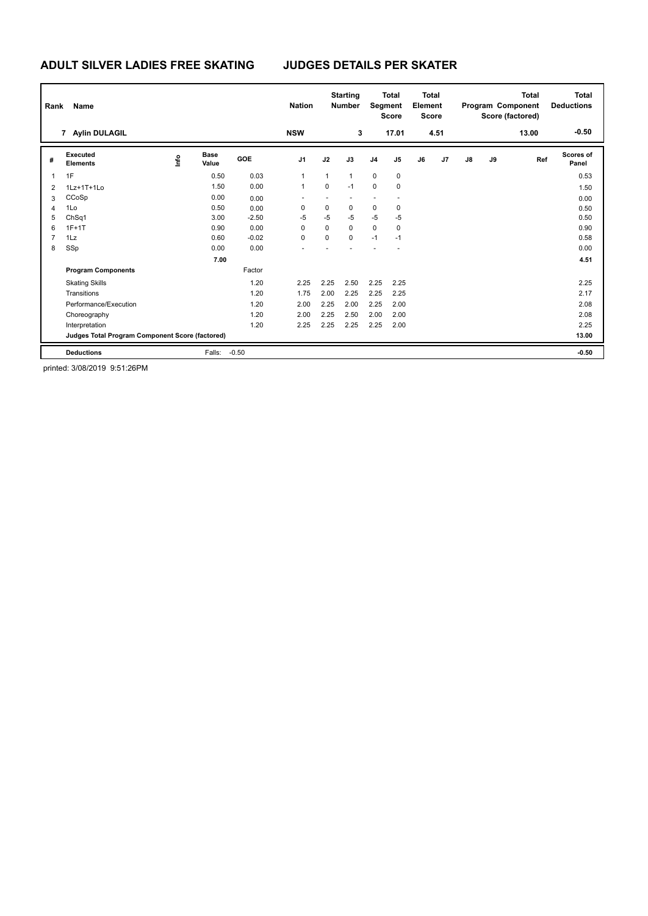# ADULT SILVER LADIES FREE SKATING JUDGES DETAILS PER SKATER

| Rank | Name | Nation | Starting Number | Total Segment Score | Total Element Score | Total Program Component Score (factored) | Total Deductions |
|---|---|---|---|---|---|---|---|
| 7 | Aylin DULAGIL | NSW | 3 | 17.01 | 4.51 | 13.00 | -0.50 |

| # | Executed Elements | Info | Base Value | GOE | J1 | J2 | J3 | J4 | J5 | J6 | J7 | J8 | J9 | Ref | Scores of Panel |
|---|---|---|---|---|---|---|---|---|---|---|---|---|---|---|---|
| 1 | 1F | | 0.50 | 0.03 | 1 | 1 | 1 | 0 | 0 | | | | | | 0.53 |
| 2 | 1Lz+1T+1Lo | | 1.50 | 0.00 | 1 | 0 | -1 | 0 | 0 | | | | | | 1.50 |
| 3 | CCoSp | | 0.00 | 0.00 | - | - | - | - | - | | | | | | 0.00 |
| 4 | 1Lo | | 0.50 | 0.00 | 0 | 0 | 0 | 0 | 0 | | | | | | 0.50 |
| 5 | ChSq1 | | 3.00 | -2.50 | -5 | -5 | -5 | -5 | -5 | | | | | | 0.50 |
| 6 | 1F+1T | | 0.90 | 0.00 | 0 | 0 | 0 | 0 | 0 | | | | | | 0.90 |
| 7 | 1Lz | | 0.60 | -0.02 | 0 | 0 | 0 | -1 | -1 | | | | | | 0.58 |
| 8 | SSp | | 0.00 | 0.00 | - | - | - | - | - | | | | | | 0.00 |
| | | | 7.00 | | | | | | | | | | | | 4.51 |
| | **Program Components** | | | Factor | | | | | | | | | | | |
| | Skating Skills | | | 1.20 | 2.25 | 2.25 | 2.50 | 2.25 | 2.25 | | | | | | 2.25 |
| | Transitions | | | 1.20 | 1.75 | 2.00 | 2.25 | 2.25 | 2.25 | | | | | | 2.17 |
| | Performance/Execution | | | 1.20 | 2.00 | 2.25 | 2.00 | 2.25 | 2.00 | | | | | | 2.08 |
| | Choreography | | | 1.20 | 2.00 | 2.25 | 2.50 | 2.00 | 2.00 | | | | | | 2.08 |
| | Interpretation | | | 1.20 | 2.25 | 2.25 | 2.25 | 2.25 | 2.00 | | | | | | 2.25 |
| | **Judges Total Program Component Score (factored)** | | | | | | | | | | | | | | 13.00 |
| | **Deductions** | | Falls: | -0.50 | | | | | | | | | | | -0.50 |

printed: 3/08/2019 9:51:26PM